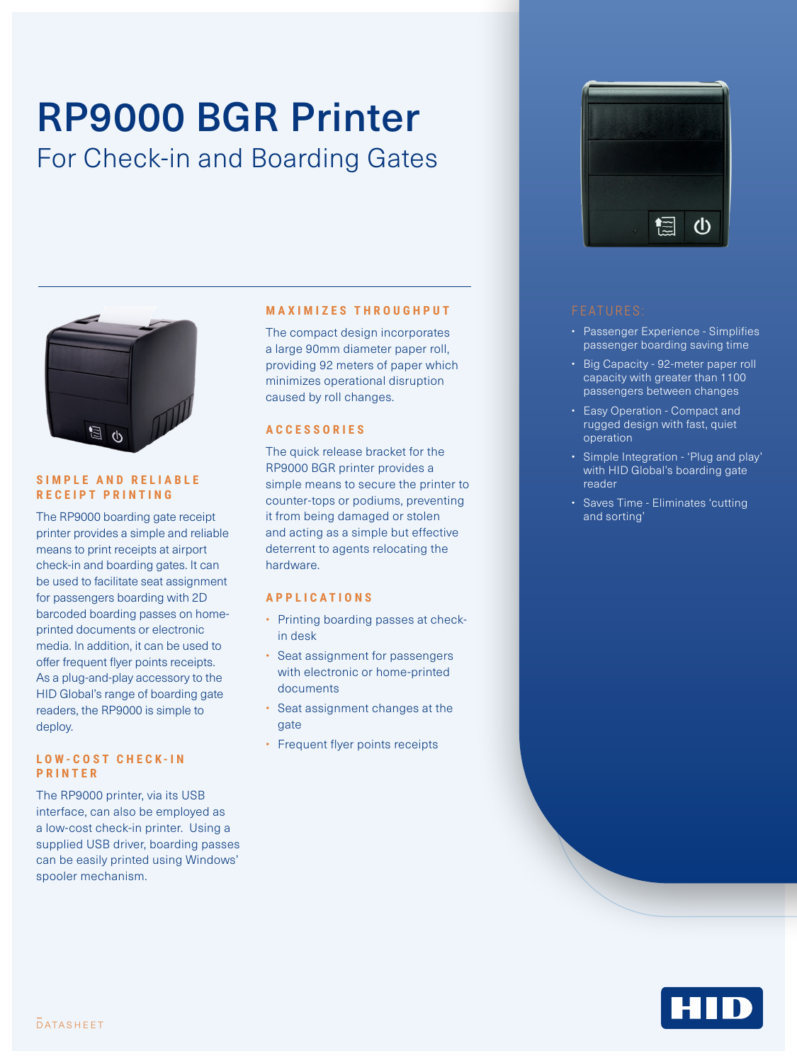# RP9000 BGR Printer

## For Check-in and Boarding Gates

### SIMPLE AND RELIABLE RECEIPT PRINTING

The RP9000 boarding gate receipt printer provides a simple and reliable means to print receipts at airport check-in and boarding gates. It can be used to facilitate seat assignment for passengers boarding with 2D barcoded boarding passes on home-printed documents or electronic media. In addition, it can be used to offer frequent flyer points receipts. As a plug-and-play accessory to the HID Global's range of boarding gate readers, the RP9000 is simple to deploy.

### LOW-COST CHECK-IN PRINTER

The RP9000 printer, via its USB interface, can also be employed as a low-cost check-in printer. Using a supplied USB driver, boarding passes can be easily printed using Windows' spooler mechanism.

### MAXIMIZES THROUGHPUT

The compact design incorporates a large 90mm diameter paper roll, providing 92 meters of paper which minimizes operational disruption caused by roll changes.

### ACCESSORIES

The quick release bracket for the RP9000 BGR printer provides a simple means to secure the printer to counter-tops or podiums, preventing it from being damaged or stolen and acting as a simple but effective deterrent to agents relocating the hardware.

### APPLICATIONS

- Printing boarding passes at check-in desk
- Seat assignment for passengers with electronic or home-printed documents
- Seat assignment changes at the gate
- Frequent flyer points receipts

### FEATURES:

- Passenger Experience - Simplifies passenger boarding saving time
- Big Capacity - 92-meter paper roll capacity with greater than 1100 passengers between changes
- Easy Operation - Compact and rugged design with fast, quiet operation
- Simple Integration - 'Plug and play' with HID Global's boarding gate reader
- Saves Time - Eliminates 'cutting and sorting'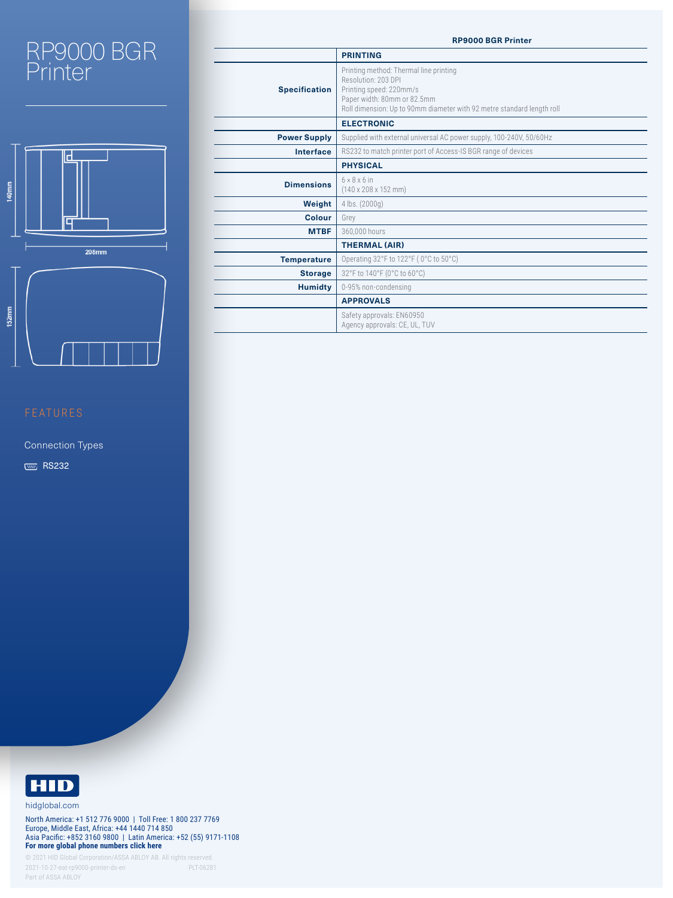# RP9000 BGR Printer

140mm

208mm

152mm

## FEATURES

Connection Types

RS232

| RP9000 BGR Printer | |
|---|---|
| | **PRINTING** |
| **Specification** | Printing method: Thermal line printing<br>Resolution: 203 DPI<br>Printing speed: 220mm/s<br>Paper width: 80mm or 82.5mm<br>Roll dimension: Up to 90mm diameter with 92 metre standard length roll |
| | **ELECTRONIC** |
| **Power Supply** | Supplied with external universal AC power supply, 100-240V, 50/60Hz |
| **Interface** | RS232 to match printer port of Access-IS BGR range of devices |
| | **PHYSICAL** |
| **Dimensions** | 6 x 8 x 6 in<br>(140 x 208 x 152 mm) |
| **Weight** | 4 lbs. (2000g) |
| **Colour** | Grey |
| **MTBF** | 360,000 hours |
| | **THERMAL (AIR)** |
| **Temperature** | Operating 32°F to 122°F ( 0°C to 50°C) |
| **Storage** | 32°F to 140°F (0°C to 60°C) |
| **Humidty** | 0-95% non-condensing |
| | **APPROVALS** |
| | Safety approvals: EN60950<br>Agency approvals: CE, UL, TUV |

HID

hidglobal.com

North America: +1 512 776 9000 | Toll Free: 1 800 237 7769
Europe, Middle East, Africa: +44 1440 714 850
Asia Pacific: +852 3160 9800 | Latin America: +52 (55) 9171-1108
**For more global phone numbers click here**

© 2021 HID Global Corporation/ASSA ABLOY AB. All rights reserved.
2021-10-27-eat-rp9000-printer-ds-en PLT-06281
Part of ASSA ABLOY